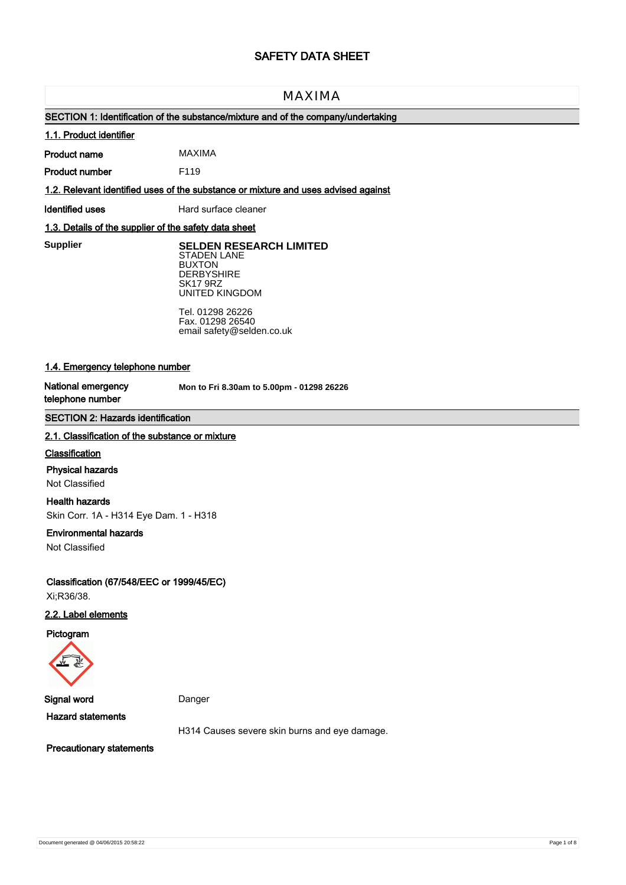# SAFETY DATA SHEET

## MAXIMA

### SECTION 1: Identification of the substance/mixture and of the company/undertaking

#### 1.1. Product identifier

| | |
|---|---|
| **Product name** | MAXIMA |
| **Product number** | F119 |

#### 1.2. Relevant identified uses of the substance or mixture and uses advised against

| | |
|---|---|
| **Identified uses** | Hard surface cleaner |

#### 1.3. Details of the supplier of the safety data sheet

**Supplier**

**SELDEN RESEARCH LIMITED**
STADEN LANE
BUXTON
DERBYSHIRE
SK17 9RZ
UNITED KINGDOM

Tel. 01298 26226
Fax. 01298 26540
email safety@selden.co.uk

#### 1.4. Emergency telephone number

| | |
|---|---|
| **National emergency telephone number** | **Mon to Fri 8.30am to 5.00pm - 01298 26226** |

### SECTION 2: Hazards identification

#### 2.1. Classification of the substance or mixture

**Classification**

**Physical hazards**
Not Classified

**Health hazards**
Skin Corr. 1A - H314 Eye Dam. 1 - H318

**Environmental hazards**
Not Classified

**Classification (67/548/EEC or 1999/45/EC)**
Xi;R36/38.

#### 2.2. Label elements

**Pictogram**

| | |
|---|---|
| **Signal word** | Danger |
| **Hazard statements** | H314 Causes severe skin burns and eye damage. |

**Precautionary statements**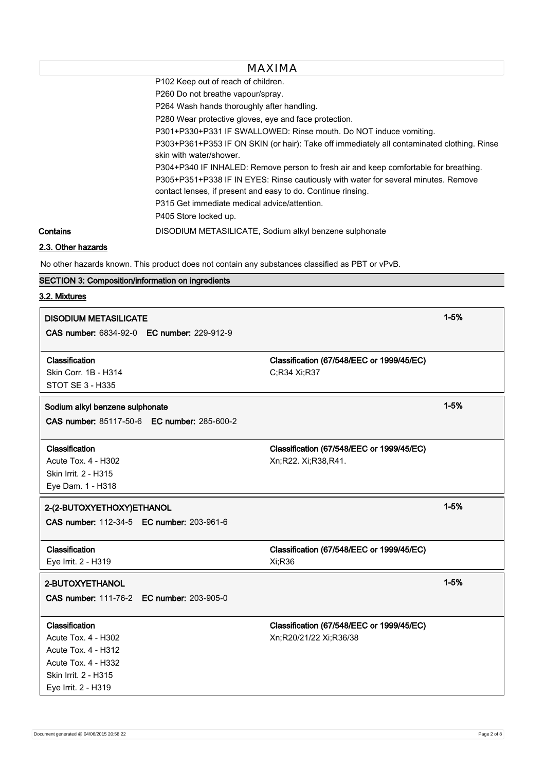P102 Keep out of reach of children.
P260 Do not breathe vapour/spray.
P264 Wash hands thoroughly after handling.
P280 Wear protective gloves, eye and face protection.
P301+P330+P331 IF SWALLOWED: Rinse mouth. Do NOT induce vomiting.
P303+P361+P353 IF ON SKIN (or hair): Take off immediately all contaminated clothing. Rinse skin with water/shower.
P304+P340 IF INHALED: Remove person to fresh air and keep comfortable for breathing.
P305+P351+P338 IF IN EYES: Rinse cautiously with water for several minutes. Remove contact lenses, if present and easy to do. Continue rinsing.
P315 Get immediate medical advice/attention.
P405 Store locked up.

**Contains** DISODIUM METASILICATE, Sodium alkyl benzene sulphonate

### 2.3. Other hazards

No other hazards known. This product does not contain any substances classified as PBT or vPvB.

## SECTION 3: Composition/information on ingredients

### 3.2. Mixtures

**DISODIUM METASILICATE** — 1-5%

**CAS number:** 6834-92-0 **EC number:** 229-912-9

| Classification | Classification (67/548/EEC or 1999/45/EC) |
|---|---|
| Skin Corr. 1B - H314<br>STOT SE 3 - H335 | C;R34 Xi;R37 |

**Sodium alkyl benzene sulphonate** — 1-5%

**CAS number:** 85117-50-6 **EC number:** 285-600-2

| Classification | Classification (67/548/EEC or 1999/45/EC) |
|---|---|
| Acute Tox. 4 - H302<br>Skin Irrit. 2 - H315<br>Eye Dam. 1 - H318 | Xn;R22. Xi;R38,R41. |

**2-(2-BUTOXYETHOXY)ETHANOL** — 1-5%

**CAS number:** 112-34-5 **EC number:** 203-961-6

| Classification | Classification (67/548/EEC or 1999/45/EC) |
|---|---|
| Eye Irrit. 2 - H319 | Xi;R36 |

**2-BUTOXYETHANOL** — 1-5%

**CAS number:** 111-76-2 **EC number:** 203-905-0

| Classification | Classification (67/548/EEC or 1999/45/EC) |
|---|---|
| Acute Tox. 4 - H302<br>Acute Tox. 4 - H312<br>Acute Tox. 4 - H332<br>Skin Irrit. 2 - H315<br>Eye Irrit. 2 - H319 | Xn;R20/21/22 Xi;R36/38 |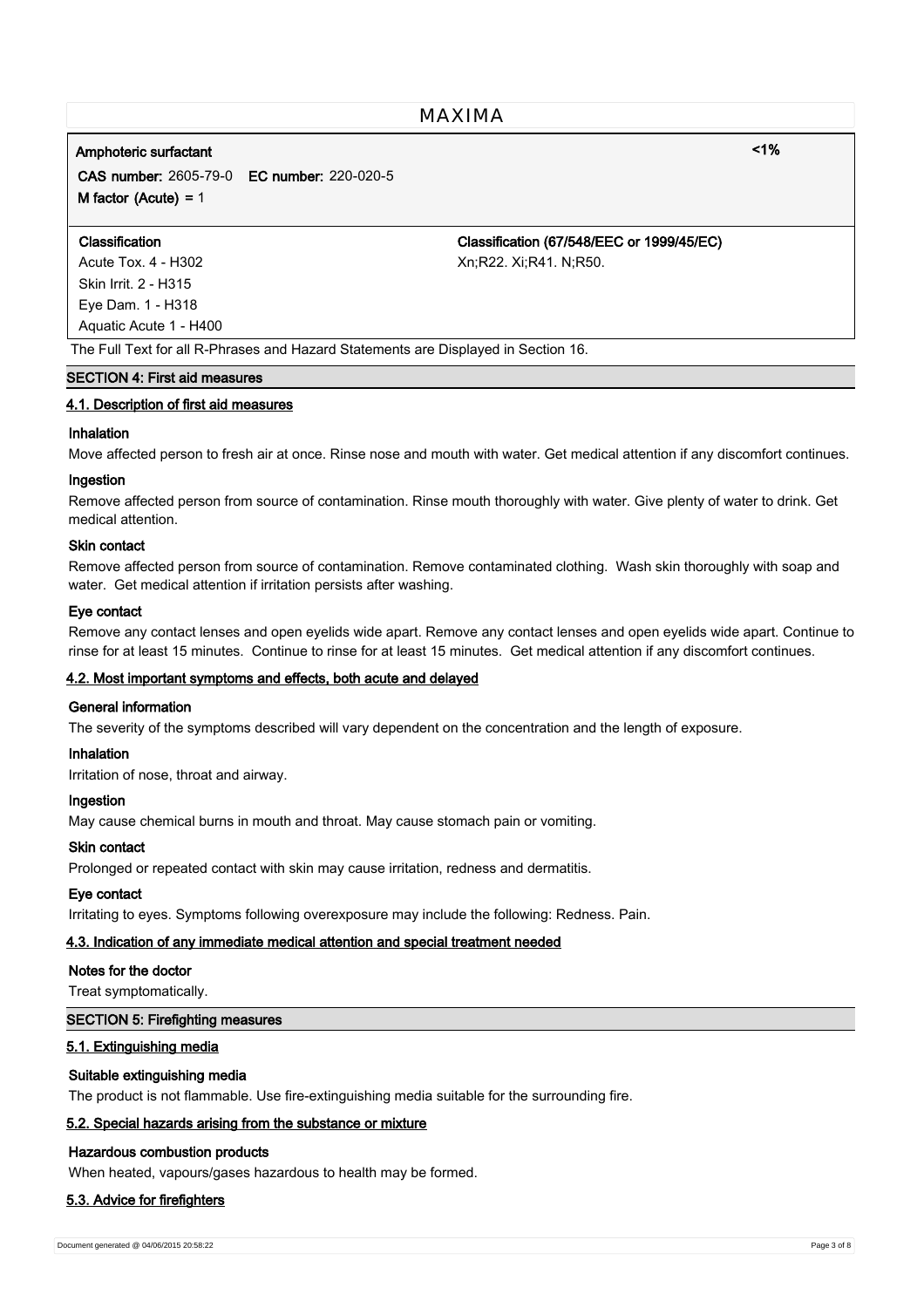**Amphoteric surfactant** **<1%**

**CAS number:** 2605-79-0 **EC number:** 220-020-5

**M factor (Acute)** = 1

| **Classification** | **Classification (67/548/EEC or 1999/45/EC)** |
|---|---|
| Acute Tox. 4 - H302<br>Skin Irrit. 2 - H315<br>Eye Dam. 1 - H318<br>Aquatic Acute 1 - H400 | Xn;R22. Xi;R41. N;R50. |

The Full Text for all R-Phrases and Hazard Statements are Displayed in Section 16.

## SECTION 4: First aid measures

### 4.1. Description of first aid measures

**Inhalation**

Move affected person to fresh air at once. Rinse nose and mouth with water. Get medical attention if any discomfort continues.

**Ingestion**

Remove affected person from source of contamination. Rinse mouth thoroughly with water. Give plenty of water to drink. Get medical attention.

**Skin contact**

Remove affected person from source of contamination. Remove contaminated clothing. Wash skin thoroughly with soap and water. Get medical attention if irritation persists after washing.

**Eye contact**

Remove any contact lenses and open eyelids wide apart. Remove any contact lenses and open eyelids wide apart. Continue to rinse for at least 15 minutes. Continue to rinse for at least 15 minutes. Get medical attention if any discomfort continues.

### 4.2. Most important symptoms and effects, both acute and delayed

**General information**

The severity of the symptoms described will vary dependent on the concentration and the length of exposure.

**Inhalation**

Irritation of nose, throat and airway.

**Ingestion**

May cause chemical burns in mouth and throat. May cause stomach pain or vomiting.

**Skin contact**

Prolonged or repeated contact with skin may cause irritation, redness and dermatitis.

**Eye contact**

Irritating to eyes. Symptoms following overexposure may include the following: Redness. Pain.

### 4.3. Indication of any immediate medical attention and special treatment needed

**Notes for the doctor**

Treat symptomatically.

## SECTION 5: Firefighting measures

### 5.1. Extinguishing media

**Suitable extinguishing media**

The product is not flammable. Use fire-extinguishing media suitable for the surrounding fire.

### 5.2. Special hazards arising from the substance or mixture

**Hazardous combustion products**

When heated, vapours/gases hazardous to health may be formed.

### 5.3. Advice for firefighters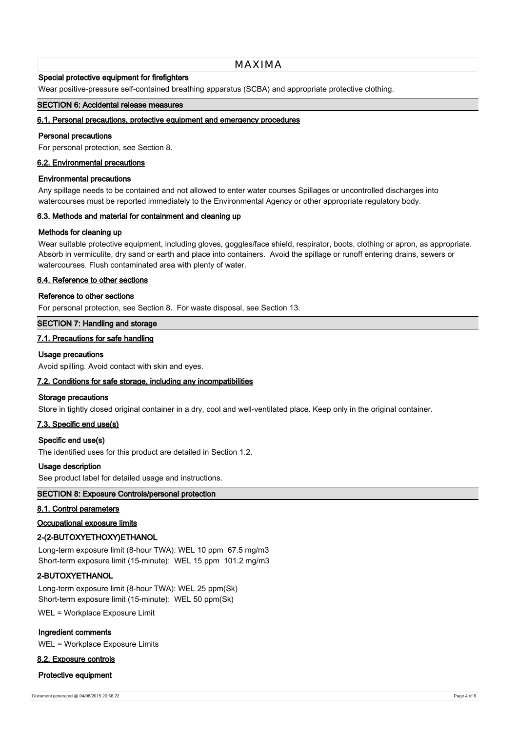### Special protective equipment for firefighters

Wear positive-pressure self-contained breathing apparatus (SCBA) and appropriate protective clothing.

## SECTION 6: Accidental release measures

### 6.1. Personal precautions, protective equipment and emergency procedures

**Personal precautions**

For personal protection, see Section 8.

### 6.2. Environmental precautions

**Environmental precautions**

Any spillage needs to be contained and not allowed to enter water courses Spillages or uncontrolled discharges into watercourses must be reported immediately to the Environmental Agency or other appropriate regulatory body.

### 6.3. Methods and material for containment and cleaning up

**Methods for cleaning up**

Wear suitable protective equipment, including gloves, goggles/face shield, respirator, boots, clothing or apron, as appropriate. Absorb in vermiculite, dry sand or earth and place into containers. Avoid the spillage or runoff entering drains, sewers or watercourses. Flush contaminated area with plenty of water.

### 6.4. Reference to other sections

**Reference to other sections**

For personal protection, see Section 8. For waste disposal, see Section 13.

## SECTION 7: Handling and storage

### 7.1. Precautions for safe handling

**Usage precautions**

Avoid spilling. Avoid contact with skin and eyes.

### 7.2. Conditions for safe storage, including any incompatibilities

**Storage precautions**

Store in tightly closed original container in a dry, cool and well-ventilated place. Keep only in the original container.

### 7.3. Specific end use(s)

**Specific end use(s)**

The identified uses for this product are detailed in Section 1.2.

**Usage description**

See product label for detailed usage and instructions.

## SECTION 8: Exposure Controls/personal protection

### 8.1. Control parameters

**Occupational exposure limits**

**2-(2-BUTOXYETHOXY)ETHANOL**

Long-term exposure limit (8-hour TWA): WEL 10 ppm 67.5 mg/m3
Short-term exposure limit (15-minute): WEL 15 ppm 101.2 mg/m3

**2-BUTOXYETHANOL**

Long-term exposure limit (8-hour TWA): WEL 25 ppm(Sk)
Short-term exposure limit (15-minute): WEL 50 ppm(Sk)

WEL = Workplace Exposure Limit

**Ingredient comments**

WEL = Workplace Exposure Limits

### 8.2. Exposure controls

**Protective equipment**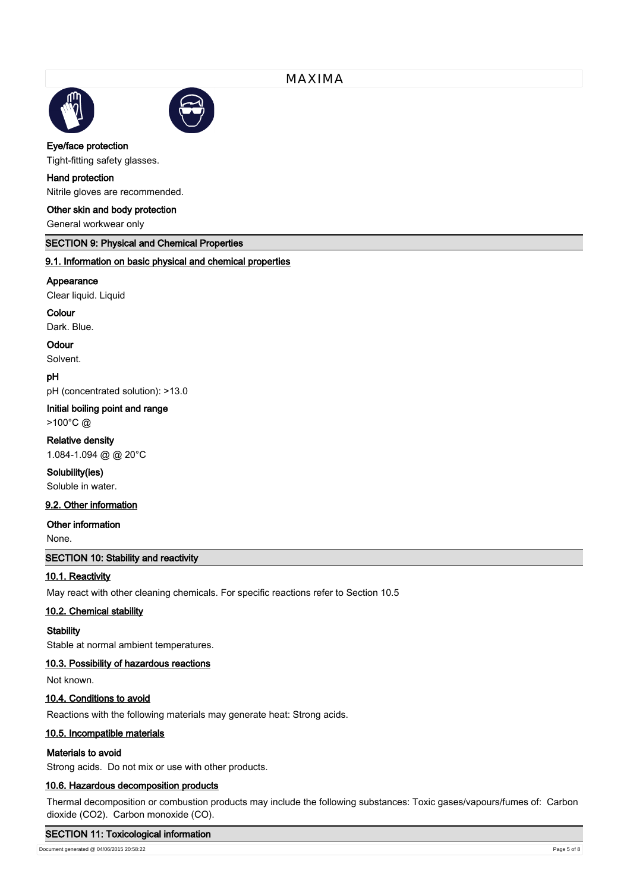**Eye/face protection**

Tight-fitting safety glasses.

**Hand protection**

Nitrile gloves are recommended.

**Other skin and body protection**

General workwear only

## SECTION 9: Physical and Chemical Properties

### 9.1. Information on basic physical and chemical properties

**Appearance**

Clear liquid. Liquid

**Colour**

Dark. Blue.

**Odour**

Solvent.

**pH**

pH (concentrated solution): >13.0

**Initial boiling point and range**

>100°C @

**Relative density**

1.084-1.094 @ @ 20°C

**Solubility(ies)**

Soluble in water.

### 9.2. Other information

**Other information**

None.

## SECTION 10: Stability and reactivity

### 10.1. Reactivity

May react with other cleaning chemicals. For specific reactions refer to Section 10.5

### 10.2. Chemical stability

**Stability**

Stable at normal ambient temperatures.

### 10.3. Possibility of hazardous reactions

Not known.

### 10.4. Conditions to avoid

Reactions with the following materials may generate heat: Strong acids.

### 10.5. Incompatible materials

**Materials to avoid**

Strong acids. Do not mix or use with other products.

### 10.6. Hazardous decomposition products

Thermal decomposition or combustion products may include the following substances: Toxic gases/vapours/fumes of: Carbon dioxide ($CO_2$). Carbon monoxide (CO).

## SECTION 11: Toxicological information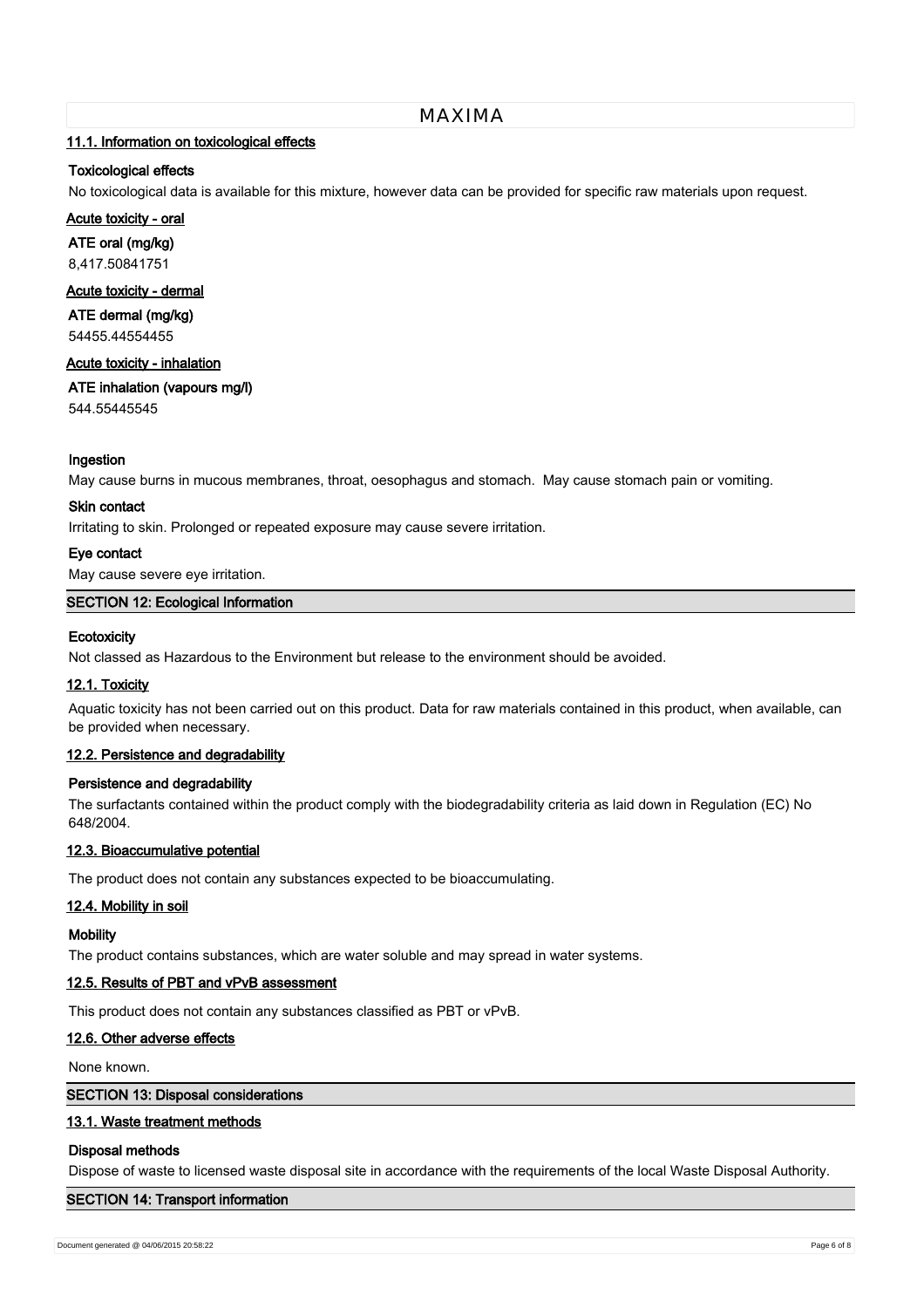### 11.1. Information on toxicological effects

**Toxicological effects**

No toxicological data is available for this mixture, however data can be provided for specific raw materials upon request.

**Acute toxicity - oral**

**ATE oral (mg/kg)**

8,417.50841751

**Acute toxicity - dermal**

**ATE dermal (mg/kg)**

54455.44554455

**Acute toxicity - inhalation**

**ATE inhalation (vapours mg/l)**

544.55445545

**Ingestion**

May cause burns in mucous membranes, throat, oesophagus and stomach. May cause stomach pain or vomiting.

**Skin contact**

Irritating to skin. Prolonged or repeated exposure may cause severe irritation.

**Eye contact**

May cause severe eye irritation.

## SECTION 12: Ecological Information

**Ecotoxicity**

Not classed as Hazardous to the Environment but release to the environment should be avoided.

### 12.1. Toxicity

Aquatic toxicity has not been carried out on this product. Data for raw materials contained in this product, when available, can be provided when necessary.

### 12.2. Persistence and degradability

**Persistence and degradability**

The surfactants contained within the product comply with the biodegradability criteria as laid down in Regulation (EC) No 648/2004.

### 12.3. Bioaccumulative potential

The product does not contain any substances expected to be bioaccumulating.

### 12.4. Mobility in soil

**Mobility**

The product contains substances, which are water soluble and may spread in water systems.

### 12.5. Results of PBT and vPvB assessment

This product does not contain any substances classified as PBT or vPvB.

### 12.6. Other adverse effects

None known.

## SECTION 13: Disposal considerations

### 13.1. Waste treatment methods

**Disposal methods**

Dispose of waste to licensed waste disposal site in accordance with the requirements of the local Waste Disposal Authority.

## SECTION 14: Transport information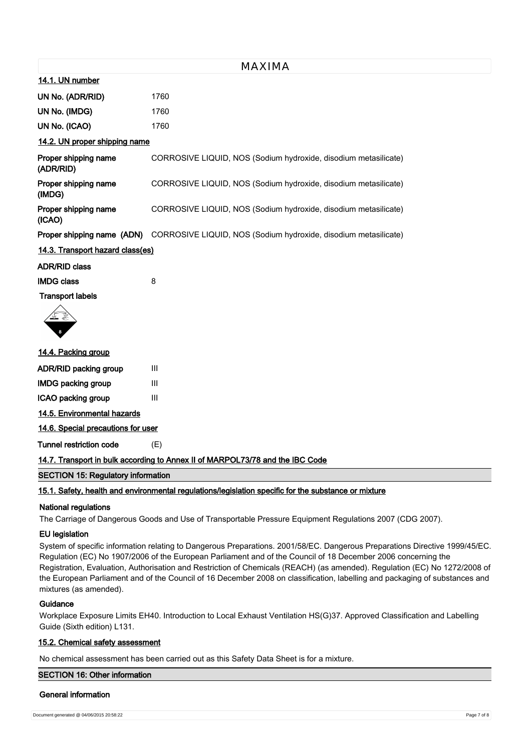## 14.1. UN number

| | |
|---|---|
| **UN No. (ADR/RID)** | 1760 |
| **UN No. (IMDG)** | 1760 |
| **UN No. (ICAO)** | 1760 |

## 14.2. UN proper shipping name

| | |
|---|---|
| **Proper shipping name (ADR/RID)** | CORROSIVE LIQUID, NOS (Sodium hydroxide, disodium metasilicate) |
| **Proper shipping name (IMDG)** | CORROSIVE LIQUID, NOS (Sodium hydroxide, disodium metasilicate) |
| **Proper shipping name (ICAO)** | CORROSIVE LIQUID, NOS (Sodium hydroxide, disodium metasilicate) |
| **Proper shipping name (ADN)** | CORROSIVE LIQUID, NOS (Sodium hydroxide, disodium metasilicate) |

## 14.3. Transport hazard class(es)

**ADR/RID class**

**IMDG class** 8

**Transport labels**

## 14.4. Packing group

| | |
|---|---|
| **ADR/RID packing group** | III |
| **IMDG packing group** | III |
| **ICAO packing group** | III |

## 14.5. Environmental hazards

## 14.6. Special precautions for user

**Tunnel restriction code** (E)

## 14.7. Transport in bulk according to Annex II of MARPOL73/78 and the IBC Code

# SECTION 15: Regulatory information

## 15.1. Safety, health and environmental regulations/legislation specific for the substance or mixture

### National regulations

The Carriage of Dangerous Goods and Use of Transportable Pressure Equipment Regulations 2007 (CDG 2007).

### EU legislation

System of specific information relating to Dangerous Preparations. 2001/58/EC. Dangerous Preparations Directive 1999/45/EC. Regulation (EC) No 1907/2006 of the European Parliament and of the Council of 18 December 2006 concerning the Registration, Evaluation, Authorisation and Restriction of Chemicals (REACH) (as amended). Regulation (EC) No 1272/2008 of the European Parliament and of the Council of 16 December 2008 on classification, labelling and packaging of substances and mixtures (as amended).

### Guidance

Workplace Exposure Limits EH40. Introduction to Local Exhaust Ventilation HS(G)37. Approved Classification and Labelling Guide (Sixth edition) L131.

## 15.2. Chemical safety assessment

No chemical assessment has been carried out as this Safety Data Sheet is for a mixture.

# SECTION 16: Other information

### General information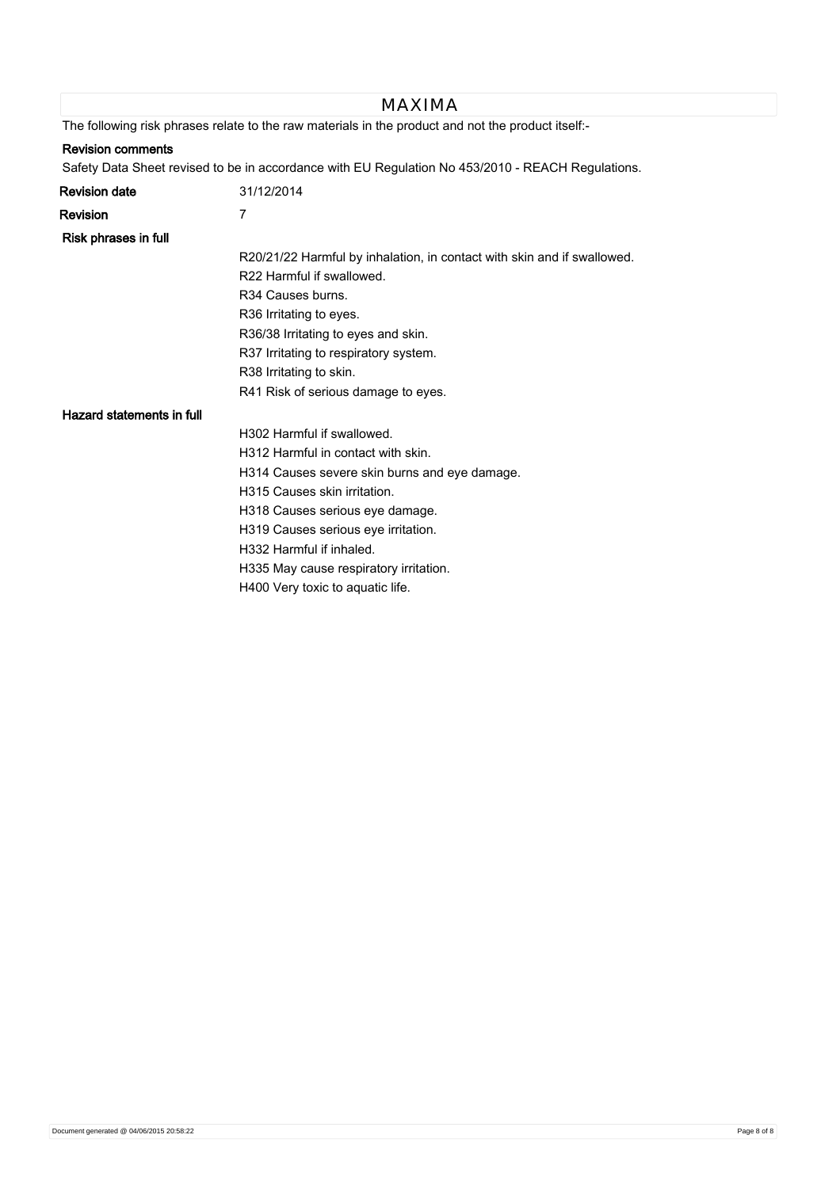The following risk phrases relate to the raw materials in the product and not the product itself:-

**Revision comments**

Safety Data Sheet revised to be in accordance with EU Regulation No 453/2010 - REACH Regulations.

**Revision date** 31/12/2014

**Revision** 7

**Risk phrases in full**

R20/21/22 Harmful by inhalation, in contact with skin and if swallowed.
R22 Harmful if swallowed.
R34 Causes burns.
R36 Irritating to eyes.
R36/38 Irritating to eyes and skin.
R37 Irritating to respiratory system.
R38 Irritating to skin.
R41 Risk of serious damage to eyes.

**Hazard statements in full**

H302 Harmful if swallowed.
H312 Harmful in contact with skin.
H314 Causes severe skin burns and eye damage.
H315 Causes skin irritation.
H318 Causes serious eye damage.
H319 Causes serious eye irritation.
H332 Harmful if inhaled.
H335 May cause respiratory irritation.
H400 Very toxic to aquatic life.